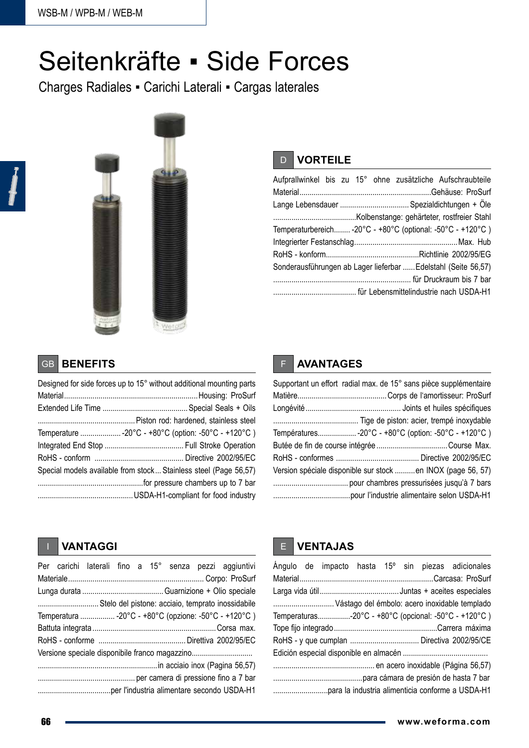# Seitenkräfte ▪ Side Forces

Charges Radiales ▪ Carichi Laterali ▪ Cargas laterales

## D VORTEILE

Aufprallwinkel bis zu 15° ohne zusätzliche Aufschraubteile
Material................................................................Gehäuse: ProSurf
Lange Lebensdauer ..................................Spezialdichtungen + Öle
.........................................Kolbenstange: gehärteter, rostfreier Stahl
Temperaturbereich........ -20°C - +80°C (optional: -50°C - +120°C )
Integrierter Festanschlag..................................................Max. Hub
RoHS - konform.............................................Richtlinie 2002/95/EG
Sonderausführungen ab Lager lieferbar ......Edelstahl (Seite 56,57)
................................................................... für Druckraum bis 7 bar
......................................... für Lebensmittelindustrie nach USDA-H1

## GB BENEFITS

Designed for side forces up to 15° without additional mounting parts
Material................................................................Housing: ProSurf
Extended Life Time ..........................................Special Seals + Oils
................................................Piston rod: hardened, stainless steel
Temperature .................... -20°C - +80°C (option: -50°C - +120°C )
Integrated End Stop ....................................... Full Stroke Operation
RoHS - conform ........................................... Directive 2002/95/EC
Special models available from stock... Stainless steel (Page 56,57)
....................................................for pressure chambers up to 7 bar
..............................................USDA-H1-compliant for food industry

## F AVANTAGES

Supportant un effort radial max. de 15° sans pièce supplémentaire
Matière............................................Corps de l'amortisseur: ProSurf
Longévité ............................................... Joints et huiles spécifiques
.......................................... Tige de piston: acier, trempé inoxydable
Températures.................. -20°C - +80°C (option: -50°C - +120°C )
Butée de fin de course intégrée ..................................Course Max.
RoHS - conformes ........................................ Directive 2002/95/EC
Version spéciale disponible sur stock ..........en INOX (page 56, 57)
..................................... pour chambres pressurisées jusqu'à 7 bars
......................................pour l'industrie alimentaire selon USDA-H1

## I VANTAGGI

Per carichi laterali fino a 15° senza pezzi aggiuntivi
Materiale................................................................. Corpo: ProSurf
Lunga durata ........................................Guarnizione + Olio speciale
.............................. Stelo del pistone: acciaio, temprato inossidabile
Temperatura ................. -20°C - +80°C (opzione: -50°C - +120°C )
Battuta integrata............................................................Corsa max.
RoHS - conforme ..........................................Direttiva 2002/95/EC
Versione speciale disponibile franco magazzino.............................
..........................................................in acciaio inox (Pagina 56,57)
................................................ per camera di pressione fino a 7 bar
....................................per l'industria alimentare secondo USDA-H1

## E VENTAJAS

Ángulo de impacto hasta 15º sin piezas adicionales
Material.................................................................Carcasa: ProSurf
Larga vida útil.......................................Juntas + aceites especiales
.............................. Vástago del émbolo: acero inoxidable templado
Temperaturas................-20°C - +80°C (opcional: -50°C - +120°C )
Tope fijo integrado..................................................Carrera máxima
RoHS - y que cumplan ................................. Directiva 2002/95/CE
Edición especial disponible en almacén .........................................
................................................. en acero inoxidable (Página 56,57)
............................................para cámara de presión de hasta 7 bar
...........................para la industria alimenticia conforme a USDA-H1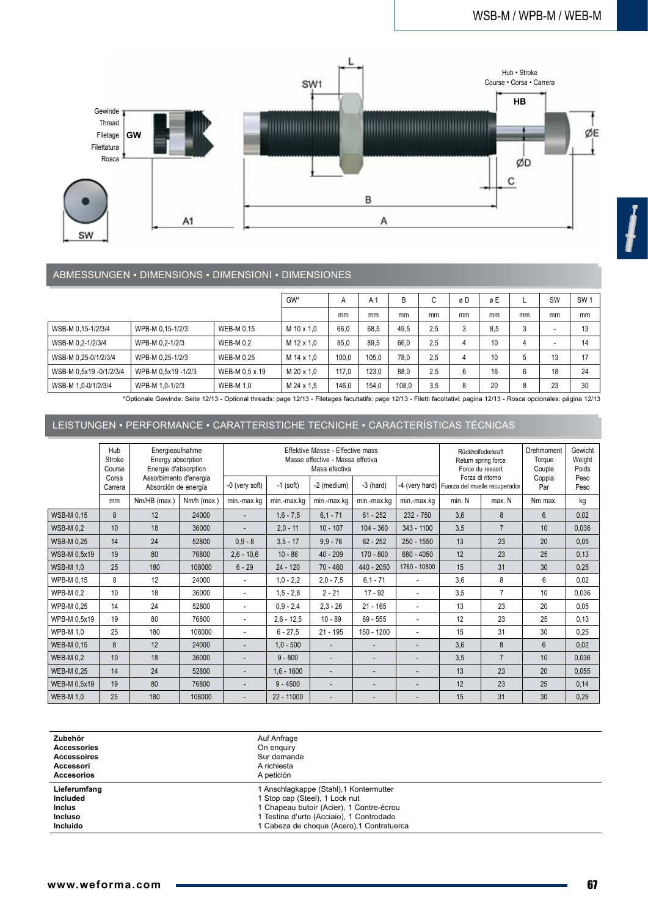Gewinde
Thread
Filetage
Filettatura
Rosca
GW

SW1
L

Hub • Stroke
Course • Corsa • Carrera
HB

ØE
ØD
C
B
A
A1
SW

## ABMESSUNGEN • DIMENSIONS • DIMENSIONI • DIMENSIONES

| | | | GW* | A | A 1 | B | C | ø D | ø E | L | SW | SW 1 |
|---|---|---|---|---|---|---|---|---|---|---|---|---|
| | | | | mm | mm | mm | mm | mm | mm | mm | mm | mm |
| WSB-M 0,15-1/2/3/4 | WPB-M 0,15-1/2/3 | WEB-M 0,15 | M 10 x 1,0 | 66,0 | 68,5 | 49,5 | 2,5 | 3 | 8,5 | 3 | - | 13 |
| WSB-M 0,2-1/2/3/4 | WPB-M 0,2-1/2/3 | WEB-M 0,2 | M 12 x 1,0 | 85,0 | 89,5 | 66,0 | 2,5 | 4 | 10 | 4 | - | 14 |
| WSB-M 0,25-0/1/2/3/4 | WPB-M 0,25-1/2/3 | WEB-M 0,25 | M 14 x 1,0 | 100,0 | 105,0 | 78,0 | 2,5 | 4 | 10 | 5 | 13 | 17 |
| WSB-M 0,5x19 -0/1/2/3/4 | WPB-M 0,5x19 -1/2/3 | WEB-M 0,5 x 19 | M 20 x 1,0 | 117,0 | 123,0 | 88,0 | 2,5 | 6 | 16 | 6 | 18 | 24 |
| WSB-M 1,0-0/1/2/3/4 | WPB-M 1,0-1/2/3 | WEB-M 1,0 | M 24 x 1,5 | 146,0 | 154,0 | 108,0 | 3,5 | 8 | 20 | 8 | 23 | 30 |

*Optionale Gewinde: Seite 12/13 - Optional threads: page 12/13 - Filetages facultatifs: page 12/13 - Filetti facoltativi: pagina 12/13 - Rosca opcionales: página 12/13

## LEISTUNGEN • PERFORMANCE • CARATTERISTICHE TECNICHE • CARACTERÍSTICAS TÉCNICAS

| | Hub Stroke Course Corsa Carrera | Energieaufnahme Energy absorption Energie d'absorption Assorbimento d'energia Absorción de energía | | Effektive Masse - Effective mass Masse effective - Massa effetiva Masa efectiva | | | | | Rückholfederkraft Return spring force Force du ressort Forza di ritorno Fuerza del muelle recuperador | | Drehmoment Torque Couple Coppia Par | Gewicht Weight Poids Peso Peso |
|---|---|---|---|---|---|---|---|---|---|---|---|---|
| | | | | -0 (very soft) | -1 (soft) | -2 (medium) | -3 (hard) | -4 (very hard) | | | | |
| | mm | Nm/HB (max.) | Nm/h (max.) | min.-max.kg | min.-max.kg | min.-max.kg | min.-max.kg | min.-max.kg | min. N | max. N | Nm max. | kg |
| WSB-M 0,15 | 8 | 12 | 24000 | - | 1,6 - 7,5 | 6,1 - 71 | 61 - 252 | 232 - 750 | 3,6 | 8 | 6 | 0,02 |
| WSB-M 0,2 | 10 | 18 | 36000 | - | 2,0 - 11 | 10 - 107 | 104 - 360 | 343 - 1100 | 3,5 | 7 | 10 | 0,036 |
| WSB-M 0,25 | 14 | 24 | 52800 | 0,9 - 8 | 3,5 - 17 | 9,9 - 76 | 62 - 252 | 250 - 1550 | 13 | 23 | 20 | 0,05 |
| WSB-M 0,5x19 | 19 | 80 | 76800 | 2,6 - 10,6 | 10 - 86 | 40 - 209 | 170 - 800 | 680 - 4050 | 12 | 23 | 25 | 0,13 |
| WSB-M 1,0 | 25 | 180 | 108000 | 6 - 29 | 24 - 120 | 70 - 460 | 440 - 2050 | 1760 - 10800 | 15 | 31 | 30 | 0,25 |
| WPB-M 0,15 | 8 | 12 | 24000 | - | 1,0 - 2,2 | 2,0 - 7,5 | 6,1 - 71 | - | 3,6 | 8 | 6 | 0,02 |
| WPB-M 0,2 | 10 | 18 | 36000 | - | 1,5 - 2,8 | 2 - 21 | 17 - 92 | - | 3,5 | 7 | 10 | 0,036 |
| WPB-M 0,25 | 14 | 24 | 52800 | - | 0,9 - 2,4 | 2,3 - 26 | 21 - 165 | - | 13 | 23 | 20 | 0,05 |
| WPB-M 0,5x19 | 19 | 80 | 76800 | - | 2,6 - 12,5 | 10 - 89 | 69 - 555 | - | 12 | 23 | 25 | 0,13 |
| WPB-M 1,0 | 25 | 180 | 108000 | - | 6 - 27,5 | 21 - 195 | 150 - 1200 | - | 15 | 31 | 30 | 0,25 |
| WEB-M 0,15 | 8 | 12 | 24000 | - | 1,0 - 500 | - | - | - | 3,6 | 8 | 6 | 0,02 |
| WEB-M 0,2 | 10 | 18 | 36000 | - | 9 - 800 | - | - | - | 3,5 | 7 | 10 | 0,036 |
| WEB-M 0,25 | 14 | 24 | 52800 | - | 1,6 - 1600 | - | - | - | 13 | 23 | 20 | 0,055 |
| WEB-M 0,5x19 | 19 | 80 | 76800 | - | 9 - 4500 | - | - | - | 12 | 23 | 25 | 0,14 |
| WEB-M 1,0 | 25 | 180 | 108000 | - | 22 - 11000 | - | - | - | 15 | 31 | 30 | 0,29 |

| | |
|---|---|
| **Zubehör**<br>**Accessories**<br>**Accessoires**<br>**Accessori**<br>**Accesorios** | Auf Anfrage<br>On enquiry<br>Sur demande<br>A richiesta<br>A petición |
| **Lieferumfang**<br>**Included**<br>**Inclus**<br>**Incluso**<br>**Incluido** | 1 Anschlagkappe (Stahl),1 Kontermutter<br>1 Stop cap (Steel), 1 Lock nut<br>1 Chapeau butoir (Acier), 1 Contre-écrou<br>1 Testina d'urto (Acciaio), 1 Controdado<br>1 Cabeza de choque (Acero),1 Contratuerca |

www.weforma.com